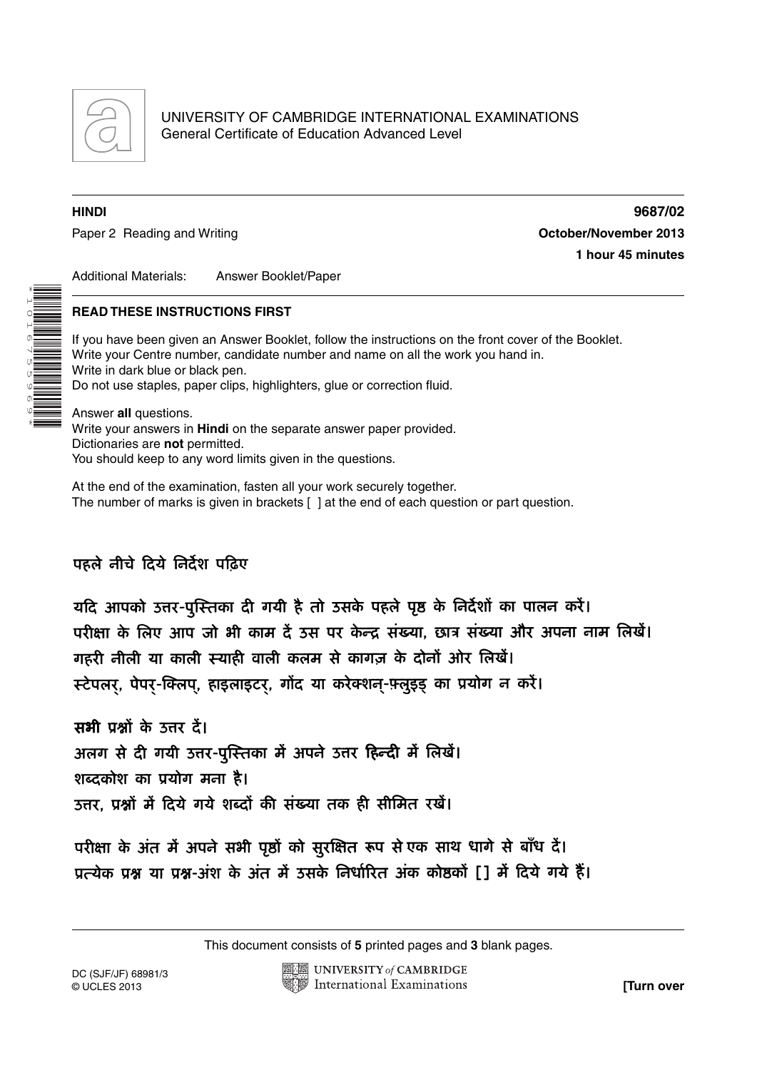UNIVERSITY OF CAMBRIDGE INTERNATIONAL EXAMINATIONS
General Certificate of Education Advanced Level

**HINDI** **9687/02**

Paper 2 Reading and Writing **October/November 2013**

**1 hour 45 minutes**

Additional Materials: Answer Booklet/Paper

**READ THESE INSTRUCTIONS FIRST**

If you have been given an Answer Booklet, follow the instructions on the front cover of the Booklet.
Write your Centre number, candidate number and name on all the work you hand in.
Write in dark blue or black pen.
Do not use staples, paper clips, highlighters, glue or correction fluid.

Answer **all** questions.
Write your answers in **Hindi** on the separate answer paper provided.
Dictionaries are **not** permitted.
You should keep to any word limits given in the questions.

At the end of the examination, fasten all your work securely together.
The number of marks is given in brackets [ ] at the end of each question or part question.

पहले नीचे दिये निर्देश पढ़िए

यदि आपको उत्तर-पुस्तिका दी गयी है तो उसके पहले पृष्ठ के निर्देशों का पालन करें।
परीक्षा के लिए आप जो भी काम दें उस पर केन्द्र संख्या, छात्र संख्या और अपना नाम लिखें।
गहरी नीली या काली स्याही वाली कलम से कागज़ के दोनों ओर लिखें।
स्टेपलर्, पेपर्-क्लिप्, हाइलाइटर्, गोंद या करेक्शन्-फ़्लुइड् का प्रयोग न करें।

**सभी** प्रश्नों के उत्तर दें।
अलग से दी गयी उत्तर-पुस्तिका में अपने उत्तर **हिन्दी** में लिखें।
शब्दकोश का प्रयोग **मना** है।
उत्तर, प्रश्नों में दिये गये शब्दों की संख्या तक ही सीमित रखें।

परीक्षा के अंत में अपने सभी पृष्ठों को सुरक्षित रूप से एक साथ धागे से बाँध दें।
प्रत्येक प्रश्न या प्रश्न-अंश के अंत में उसके निर्धारित अंक कोष्ठकों [ ] में दिये गये हैं।

This document consists of **5** printed pages and **3** blank pages.

DC (SJF/JF) 68981/3
© UCLES 2013

**[Turn over**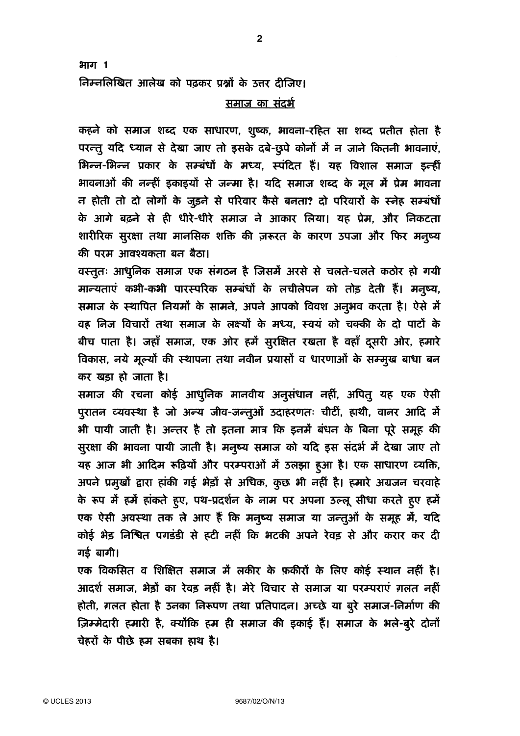**भाग 1**

**निम्नलिखित आलेख को पढ़कर प्रश्नों के उत्तर दीजिए।**

## समाज का संदर्भ

**कहने को समाज शब्द एक साधारण, शुष्क, भावना-रहित सा शब्द प्रतीत होता है परन्तु यदि ध्यान से देखा जाए तो इसके दबे-छुपे कोनों में न जाने कितनी भावनाएं, भिन्न-भिन्न प्रकार के सम्बंधों के मध्य, स्पंदित हैं। यह विशाल समाज इन्हीं भावनाओं की नन्हीं इकाइयों से जन्मा है। यदि समाज शब्द के मूल में प्रेम भावना न होती तो दो लोगों के जुड़ने से परिवार कैसे बनता? दो परिवारों के स्नेह सम्बंधों के आगे बढ़ने से ही धीरे-धीरे समाज ने आकार लिया। यह प्रेम, और निकटता शारीरिक सुरक्षा तथा मानसिक शक्ति की ज़रूरत के कारण उपजा और फिर मनुष्य की परम आवश्यकता बन बैठा।**

**वस्तुतः आधुनिक समाज एक संगठन है जिसमें अरसे से चलते-चलते कठोर हो गयी मान्यताएं कभी-कभी पारस्परिक सम्बंधों के लचीलेपन को तोड़ देती हैं। मनुष्य, समाज के स्थापित नियमों के सामने, अपने आपको विवश अनुभव करता है। ऐसे में वह निज विचारों तथा समाज के लक्ष्यों के मध्य, स्वयं को चक्की के दो पाटों के बीच पाता है। जहाँ समाज, एक ओर हमें सुरक्षित रखता है वहाँ दूसरी ओर, हमारे विकास, नये मूल्यों की स्थापना तथा नवीन प्रयासों व धारणाओं के सम्मुख बाधा बन कर खड़ा हो जाता है।**

**समाज की रचना कोई आधुनिक मानवीय अनुसंधान नहीं, अपितु यह एक ऐसी पुरातन व्यवस्था है जो अन्य जीव-जन्तुओं उदाहरणतः चीटीं, हाथी, वानर आदि में भी पायी जाती है। अन्तर है तो इतना मात्र कि इनमें बंधन के बिना पूरे समूह की सुरक्षा की भावना पायी जाती है। मनुष्य समाज को यदि इस संदर्भ में देखा जाए तो यह आज भी आदिम रूढ़ियों और परम्पराओं में उलझा हुआ है। एक साधारण व्यक्ति, अपने प्रमुखों द्वारा हांकी गई भेड़ों से अधिक, कुछ भी नहीं है। हमारे अग्रजन चरवाहे के रूप में हमें हांकते हुए, पथ-प्रदर्शन के नाम पर अपना उल्लू सीधा करते हुए हमें एक ऐसी अवस्था तक ले आए हैं कि मनुष्य समाज या जन्तुओं के समूह में, यदि कोई भेड़ निश्चित पगडंडी से हटी नहीं कि भटकी अपने रेवड़ से और करार कर दी गई बागी।**

**एक विकसित व शिक्षित समाज में लकीर के फ़कीरों के लिए कोई स्थान नहीं है। आदर्श समाज, भेड़ों का रेवड़ नहीं है। मेरे विचार से समाज या परम्पराएं ग़लत नहीं होती, ग़लत होता है उनका निरूपण तथा प्रतिपादन। अच्छे या बुरे समाज-निर्माण की ज़िम्मेदारी हमारी है, क्योंकि हम ही समाज की इकाई हैं। समाज के भले-बुरे दोनों चेहरों के पीछे हम सबका हाथ है।**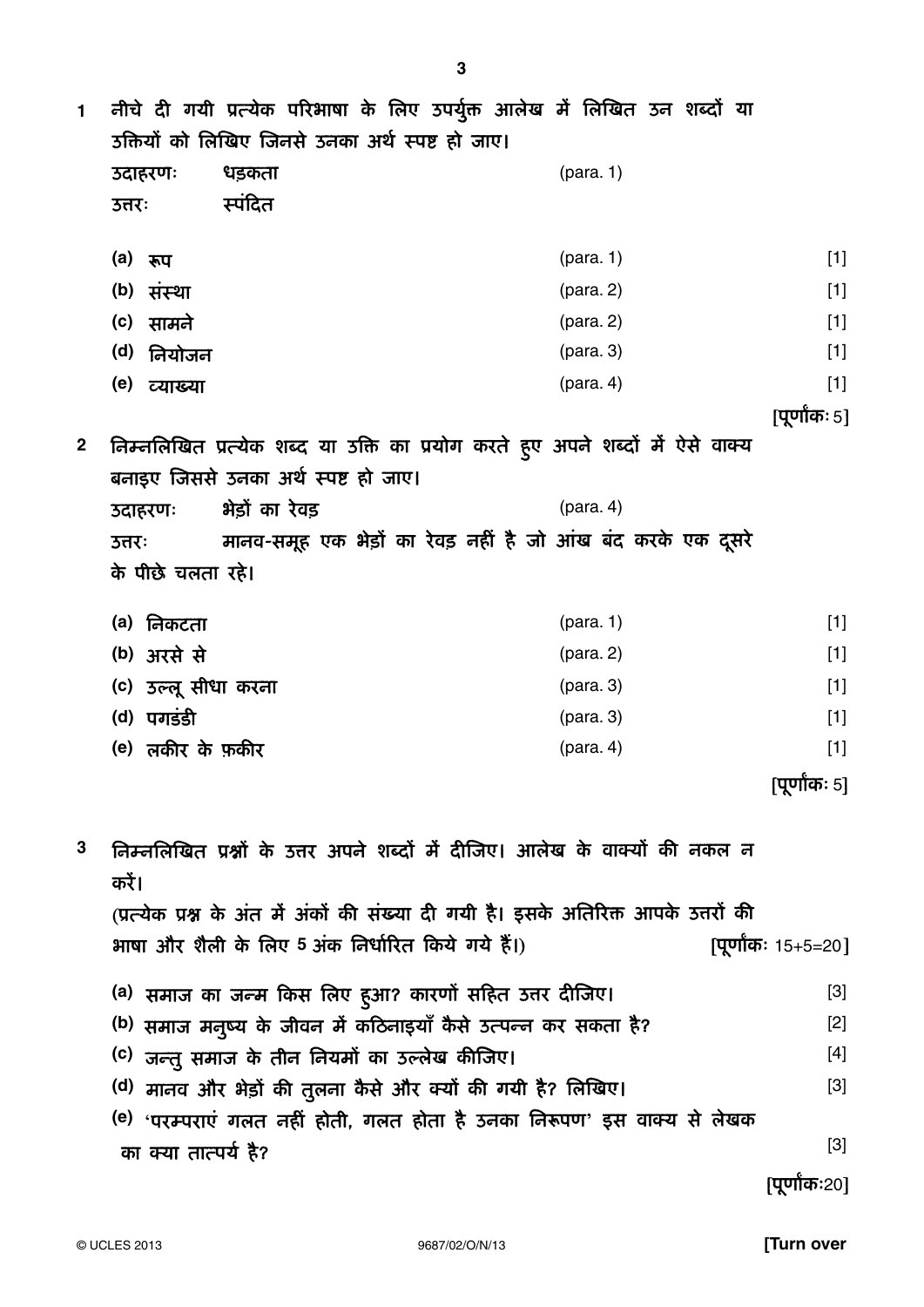1 नीचे दी गयी प्रत्येक परिभाषा के लिए उपर्युक्त आलेख में लिखित उन शब्दों या उक्तियों को लिखिए जिनसे उनका अर्थ स्पष्ट हो जाए।

उदाहरणः धड़कता (para. 1)

उत्तरः स्पंदित

(a) रूप (para. 1) [1]

(b) संस्था (para. 2) [1]

(c) सामने (para. 2) [1]

(d) नियोजन (para. 3) [1]

(e) व्याख्या (para. 4) [1]

[पूर्णांकः 5]

2 निम्नलिखित प्रत्येक शब्द या उक्ति का प्रयोग करते हुए अपने शब्दों में ऐसे वाक्य बनाइए जिससे उनका अर्थ स्पष्ट हो जाए।

उदाहरणः भेड़ों का रेवड़ (para. 4)

उत्तरः मानव-समूह एक भेड़ों का रेवड़ नहीं है जो आंख बंद करके एक दूसरे के पीछे चलता रहे।

(a) निकटता (para. 1) [1]

(b) अरसे से (para. 2) [1]

(c) उल्लू सीधा करना (para. 3) [1]

(d) पगडंडी (para. 3) [1]

(e) लकीर के फ़कीर (para. 4) [1]

[पूर्णांकः 5]

3 निम्नलिखित प्रश्नों के उत्तर अपने शब्दों में दीजिए। आलेख के वाक्यों की नकल न करें।

(प्रत्येक प्रश्न के अंत में अंकों की संख्या दी गयी है। इसके अतिरिक्त आपके उत्तरों की भाषा और शैली के लिए 5 अंक निर्धारित किये गये हैं।) [पूर्णांकः 15+5=20]

(a) समाज का जन्म किस लिए हुआ? कारणों सहित उत्तर दीजिए। [3]

(b) समाज मनुष्य के जीवन में कठिनाइयाँ कैसे उत्पन्न कर सकता है? [2]

(c) जन्तु समाज के तीन नियमों का उल्लेख कीजिए। [4]

(d) मानव और भेड़ों की तुलना कैसे और क्यों की गयी है? लिखिए। [3]

(e) 'परम्पराएं गलत नहीं होती, गलत होता है उनका निरूपण' इस वाक्य से लेखक का क्या तात्पर्य है? [3]

[पूर्णांकः20]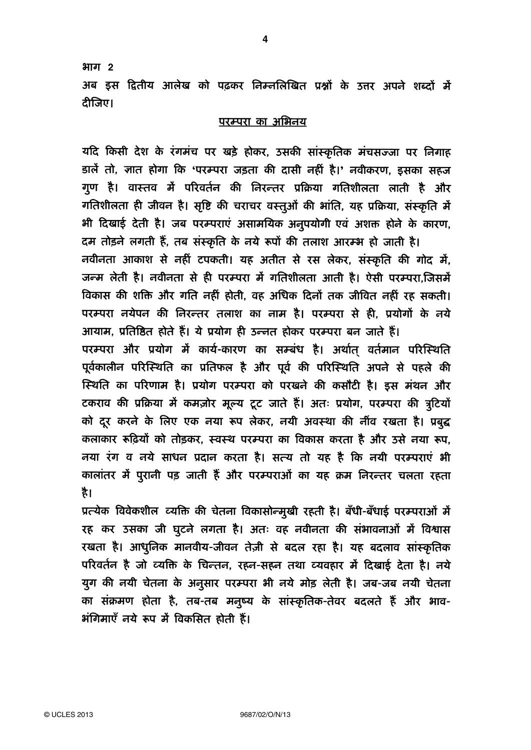भाग 2

अब इस द्वितीय आलेख को पढ़कर निम्नलिखित प्रश्नों के उत्तर अपने शब्दों में दीजिए।

## <u>परम्परा का अभिनय</u>

यदि किसी देश के रंगमंच पर खड़े होकर, उसकी सांस्कृतिक मंचसज्जा पर निगाह डालें तो, ज्ञात होगा कि 'परम्परा जड़ता की दासी नहीं है।' नवीकरण, इसका सहज गुण है। वास्तव में परिवर्तन की निरन्तर प्रक्रिया गतिशीलता लाती है और गतिशीलता ही जीवन है। सृष्टि की चराचर वस्तुओं की भांति, यह प्रक्रिया, संस्कृति में भी दिखाई देती है। जब परम्पराएं असामयिक अनुपयोगी एवं अशक्त होने के कारण, दम तोड़ने लगती हैं, तब संस्कृति के नये रूपों की तलाश आरम्भ हो जाती है।

नवीनता आकाश से नहीं टपकती। यह अतीत से रस लेकर, संस्कृति की गोद में, जन्म लेती है। नवीनता से ही परम्परा में गतिशीलता आती है। ऐसी परम्परा,जिसमें विकास की शक्ति और गति नहीं होती, वह अधिक दिनों तक जीवित नहीं रह सकती। परम्परा नयेपन की निरन्तर तलाश का नाम है। परम्परा से ही, प्रयोगों के नये आयाम, प्रतिष्ठित होते हैं। ये प्रयोग ही उन्नत होकर परम्परा बन जाते हैं।

परम्परा और प्रयोग में कार्य-कारण का सम्बंध है। अर्थात् वर्तमान परिस्थिति पूर्वकालीन परिस्थिति का प्रतिफल है और पूर्व की परिस्थिति अपने से पहले की स्थिति का परिणाम है। प्रयोग परम्परा को परखने की कसौटी है। इस मंथन और टकराव की प्रक्रिया में कमज़ोर मूल्य टूट जाते हैं। अतः प्रयोग, परम्परा की त्रुटियों को दूर करने के लिए एक नया रूप लेकर, नयी अवस्था की नींव रखता है। प्रबुद्ध कलाकार रूढ़ियों को तोड़कर, स्वस्थ परम्परा का विकास करता है और उसे नया रूप, नया रंग व नये साधन प्रदान करता है। सत्य तो यह है कि नयी परम्पराएं भी कालांतर में पुरानी पड़ जाती हैं और परम्पराओं का यह क्रम निरन्तर चलता रहता है।

प्रत्येक विवेकशील व्यक्ति की चेतना विकासोन्मुखी रहती है। बँधी-बँधाई परम्पराओं में रह कर उसका जी घुटने लगता है। अतः वह नवीनता की संभावनाओं में विश्वास रखता है। आधुनिक मानवीय-जीवन तेज़ी से बदल रहा है। यह बदलाव सांस्कृतिक परिवर्तन है जो व्यक्ति के चिन्तन, रहन-सहन तथा व्यवहार में दिखाई देता है। नये युग की नयी चेतना के अनुसार परम्परा भी नये मोड़ लेती है। जब-जब नयी चेतना का संक्रमण होता है, तब-तब मनुष्य के सांस्कृतिक-तेवर बदलते हैं और भाव-भंगिमाएँ नये रूप में विकसित होती हैं।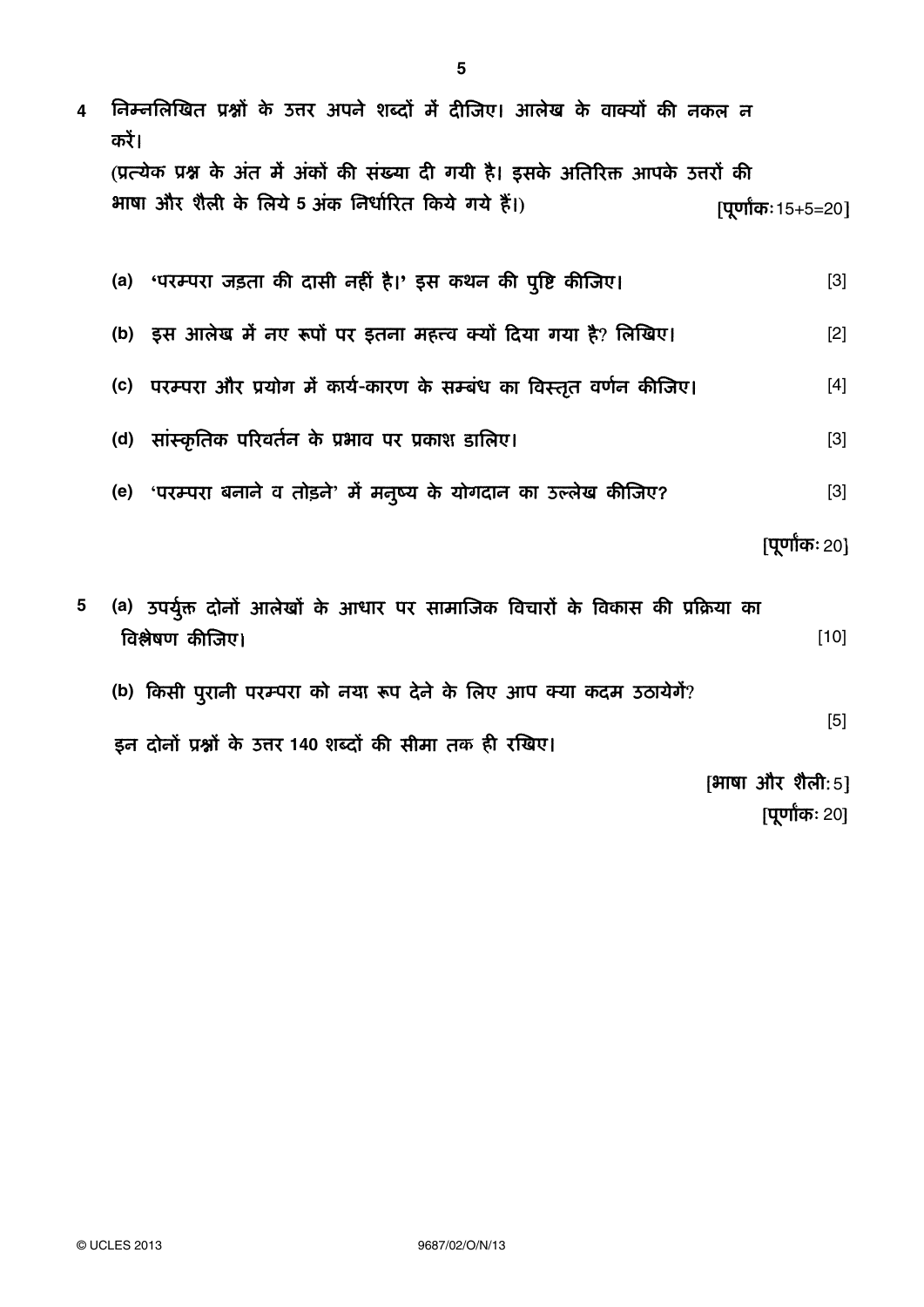**4** **निम्नलिखित प्रश्नों के उत्तर अपने शब्दों में दीजिए। आलेख के वाक्यों की नकल न करें।**

**(प्रत्येक प्रश्न के अंत में अंकों की संख्या दी गयी है। इसके अतिरिक्त आपके उत्तरों की भाषा और शैली के लिये 5 अंक निर्धारित किये गये हैं।)** **[पूर्णांक:15+5=20]**

**(a) 'परम्परा जड़ता की दासी नहीं है।' इस कथन की पुष्टि कीजिए।** [3]

**(b) इस आलेख में नए रूपों पर इतना महत्त्व क्यों दिया गया है? लिखिए।** [2]

**(c) परम्परा और प्रयोग में कार्य-कारण के सम्बंध का विस्तृत वर्णन कीजिए।** [4]

**(d) सांस्कृतिक परिवर्तन के प्रभाव पर प्रकाश डालिए।** [3]

**(e) 'परम्परा बनाने व तोड़ने' में मनुष्य के योगदान का उल्लेख कीजिए?** [3]

**[पूर्णांक: 20]**

**5** **(a) उपर्युक्त दोनों आलेखों के आधार पर सामाजिक विचारों के विकास की प्रक्रिया का विश्लेषण कीजिए।** [10]

**(b) किसी पुरानी परम्परा को नया रूप देने के लिए आप क्या कदम उठायेगें?** [5]

**इन दोनों प्रश्नों के उत्तर 140 शब्दों की सीमा तक ही रखिए।**

**[भाषा और शैली: 5]**

**[पूर्णांक: 20]**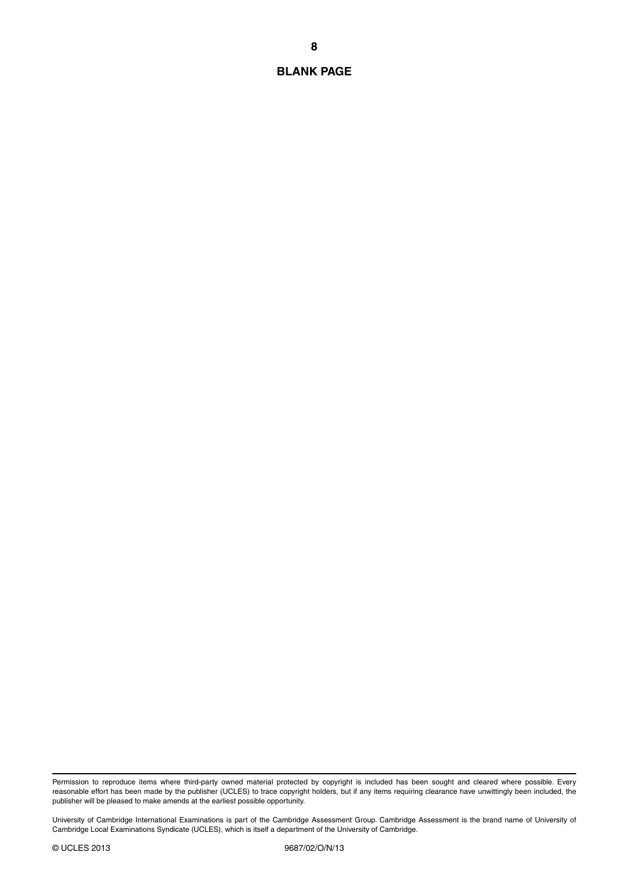**BLANK PAGE**

Permission to reproduce items where third-party owned material protected by copyright is included has been sought and cleared where possible. Every reasonable effort has been made by the publisher (UCLES) to trace copyright holders, but if any items requiring clearance have unwittingly been included, the publisher will be pleased to make amends at the earliest possible opportunity.

University of Cambridge International Examinations is part of the Cambridge Assessment Group. Cambridge Assessment is the brand name of University of Cambridge Local Examinations Syndicate (UCLES), which is itself a department of the University of Cambridge.